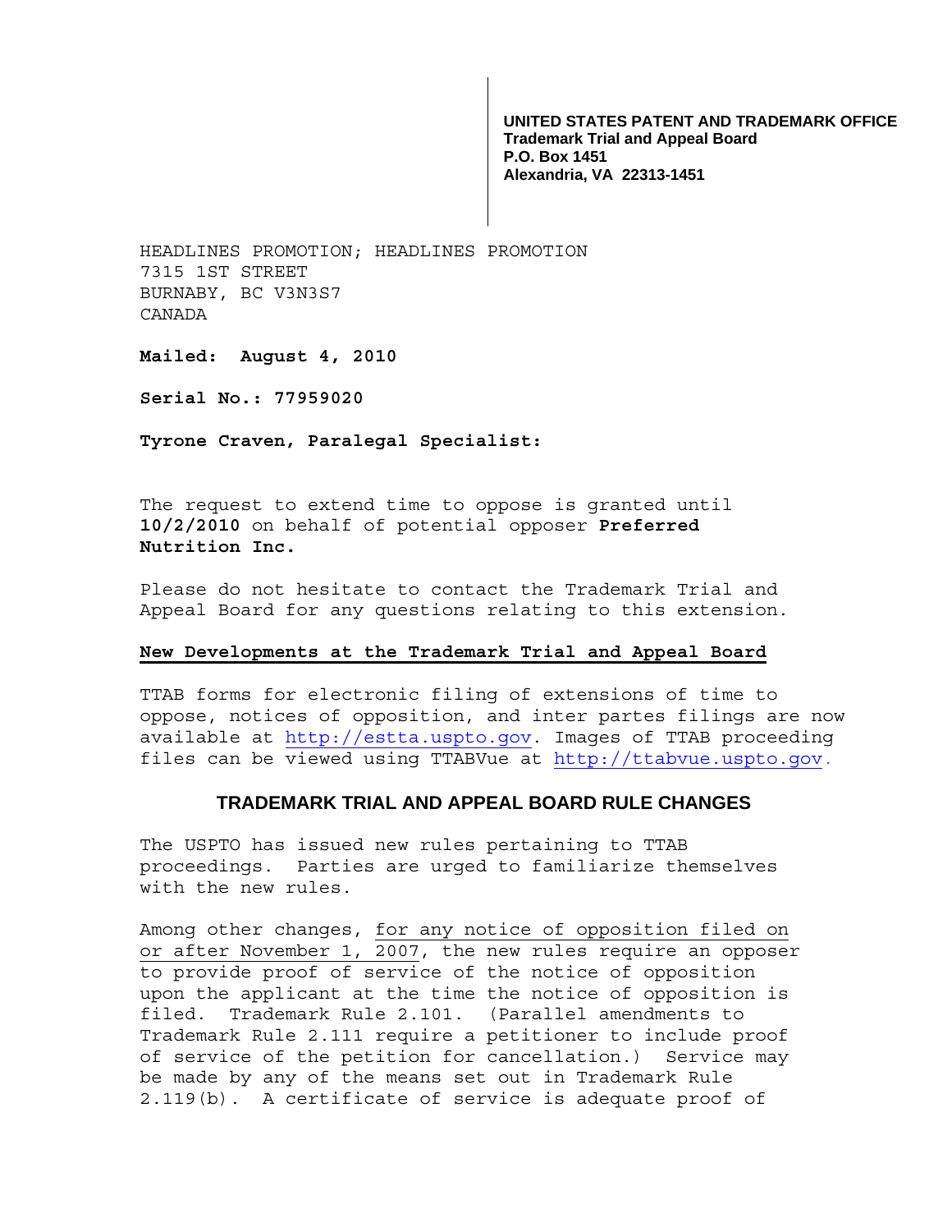**UNITED STATES PATENT AND TRADEMARK OFFICE**
**Trademark Trial and Appeal Board**
**P.O. Box 1451**
**Alexandria, VA 22313-1451**

HEADLINES PROMOTION; HEADLINES PROMOTION
7315 1ST STREET
BURNABY, BC V3N3S7
CANADA

**Mailed: August 4, 2010**

**Serial No.: 77959020**

**Tyrone Craven, Paralegal Specialist:**

The request to extend time to oppose is granted until **10/2/2010** on behalf of potential opposer **Preferred Nutrition Inc.**

Please do not hesitate to contact the Trademark Trial and Appeal Board for any questions relating to this extension.

**New Developments at the Trademark Trial and Appeal Board**

TTAB forms for electronic filing of extensions of time to oppose, notices of opposition, and inter partes filings are now available at http://estta.uspto.gov. Images of TTAB proceeding files can be viewed using TTABVue at http://ttabvue.uspto.gov.

## TRADEMARK TRIAL AND APPEAL BOARD RULE CHANGES

The USPTO has issued new rules pertaining to TTAB proceedings. Parties are urged to familiarize themselves with the new rules.

Among other changes, for any notice of opposition filed on or after November 1, 2007, the new rules require an opposer to provide proof of service of the notice of opposition upon the applicant at the time the notice of opposition is filed. Trademark Rule 2.101. (Parallel amendments to Trademark Rule 2.111 require a petitioner to include proof of service of the petition for cancellation.) Service may be made by any of the means set out in Trademark Rule 2.119(b). A certificate of service is adequate proof of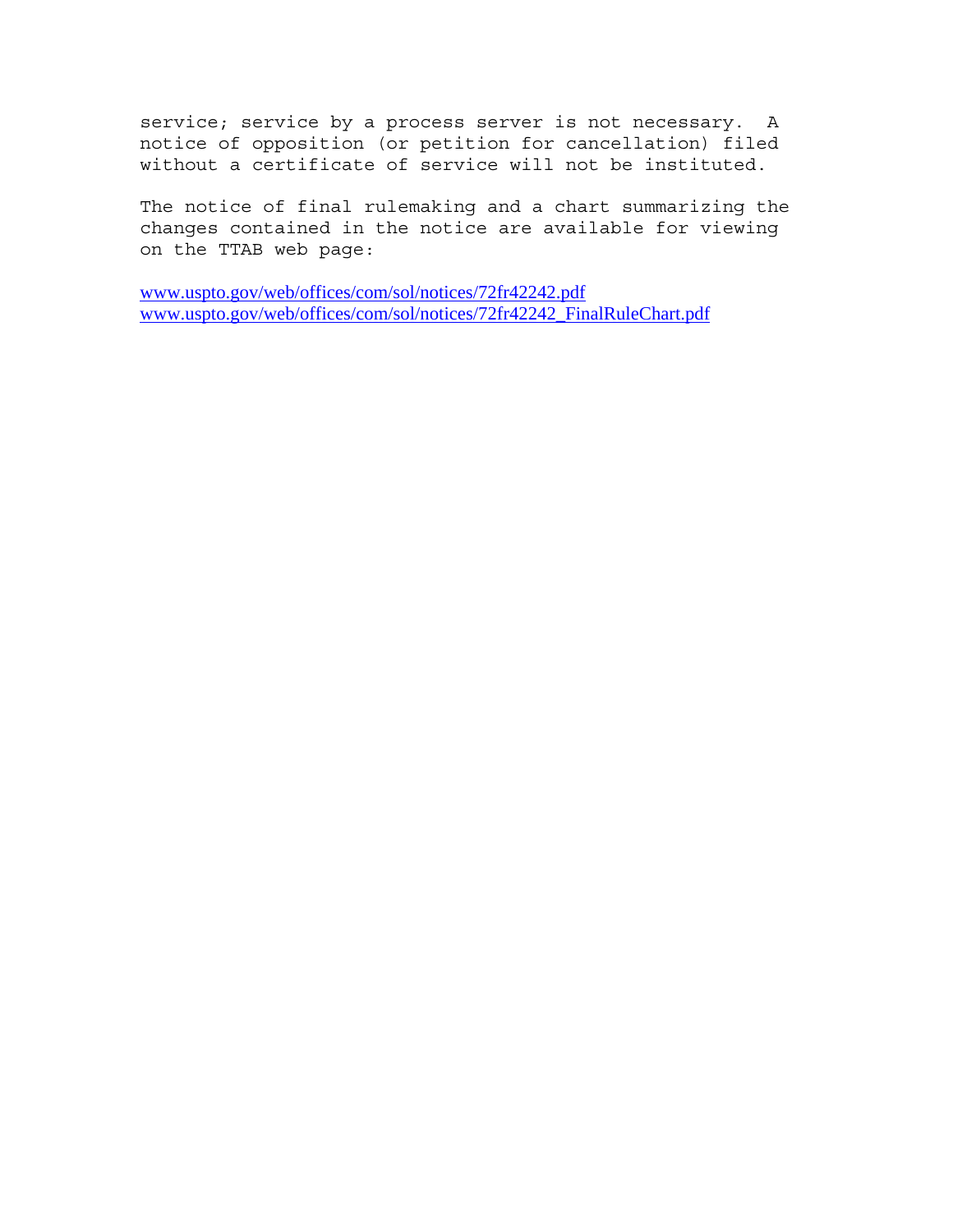service; service by a process server is not necessary. A notice of opposition (or petition for cancellation) filed without a certificate of service will not be instituted.

The notice of final rulemaking and a chart summarizing the changes contained in the notice are available for viewing on the TTAB web page:

www.uspto.gov/web/offices/com/sol/notices/72fr42242.pdf
www.uspto.gov/web/offices/com/sol/notices/72fr42242_FinalRuleChart.pdf